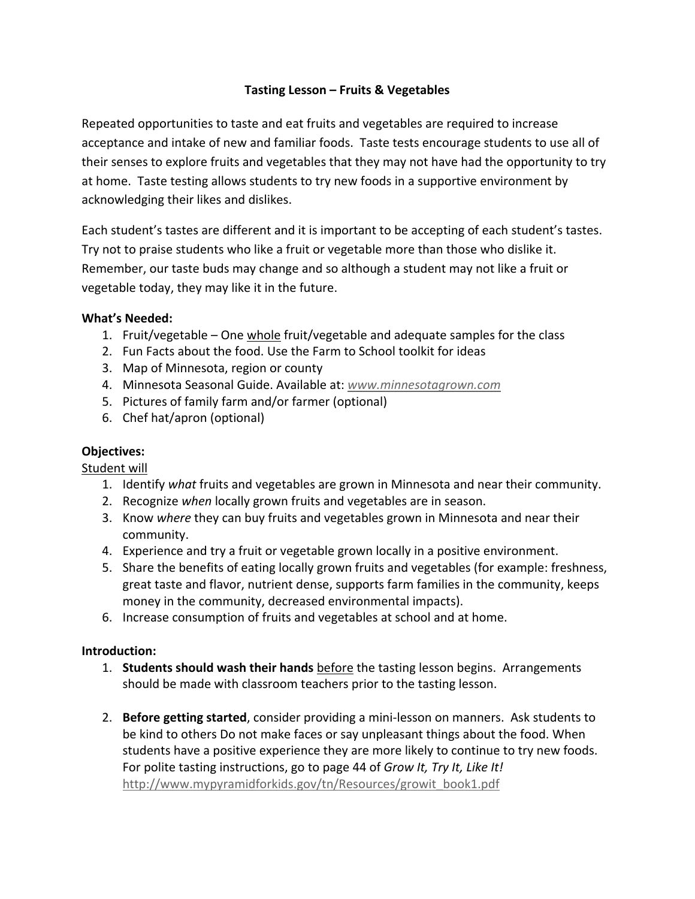# Tasting Lesson – Fruits & Vegetables

Repeated opportunities to taste and eat fruits and vegetables are required to increase acceptance and intake of new and familiar foods. Taste tests encourage students to use all of their senses to explore fruits and vegetables that they may not have had the opportunity to try at home. Taste testing allows students to try new foods in a supportive environment by acknowledging their likes and dislikes.

Each student's tastes are different and it is important to be accepting of each student's tastes. Try not to praise students who like a fruit or vegetable more than those who dislike it. Remember, our taste buds may change and so although a student may not like a fruit or vegetable today, they may like it in the future.

**What's Needed:**

1. Fruit/vegetable – One <u>whole</u> fruit/vegetable and adequate samples for the class
2. Fun Facts about the food. Use the Farm to School toolkit for ideas
3. Map of Minnesota, region or county
4. Minnesota Seasonal Guide. Available at: *www.minnesotagrown.com*
5. Pictures of family farm and/or farmer (optional)
6. Chef hat/apron (optional)

**Objectives:**

<u>Student will</u>

1. Identify *what* fruits and vegetables are grown in Minnesota and near their community.
2. Recognize *when* locally grown fruits and vegetables are in season.
3. Know *where* they can buy fruits and vegetables grown in Minnesota and near their community.
4. Experience and try a fruit or vegetable grown locally in a positive environment.
5. Share the benefits of eating locally grown fruits and vegetables (for example: freshness, great taste and flavor, nutrient dense, supports farm families in the community, keeps money in the community, decreased environmental impacts).
6. Increase consumption of fruits and vegetables at school and at home.

**Introduction:**

1. **Students should wash their hands** <u>before</u> the tasting lesson begins. Arrangements should be made with classroom teachers prior to the tasting lesson.

2. **Before getting started**, consider providing a mini-lesson on manners. Ask students to be kind to others Do not make faces or say unpleasant things about the food. When students have a positive experience they are more likely to continue to try new foods. For polite tasting instructions, go to page 44 of *Grow It, Try It, Like It!* http://www.mypyramidforkids.gov/tn/Resources/growit_book1.pdf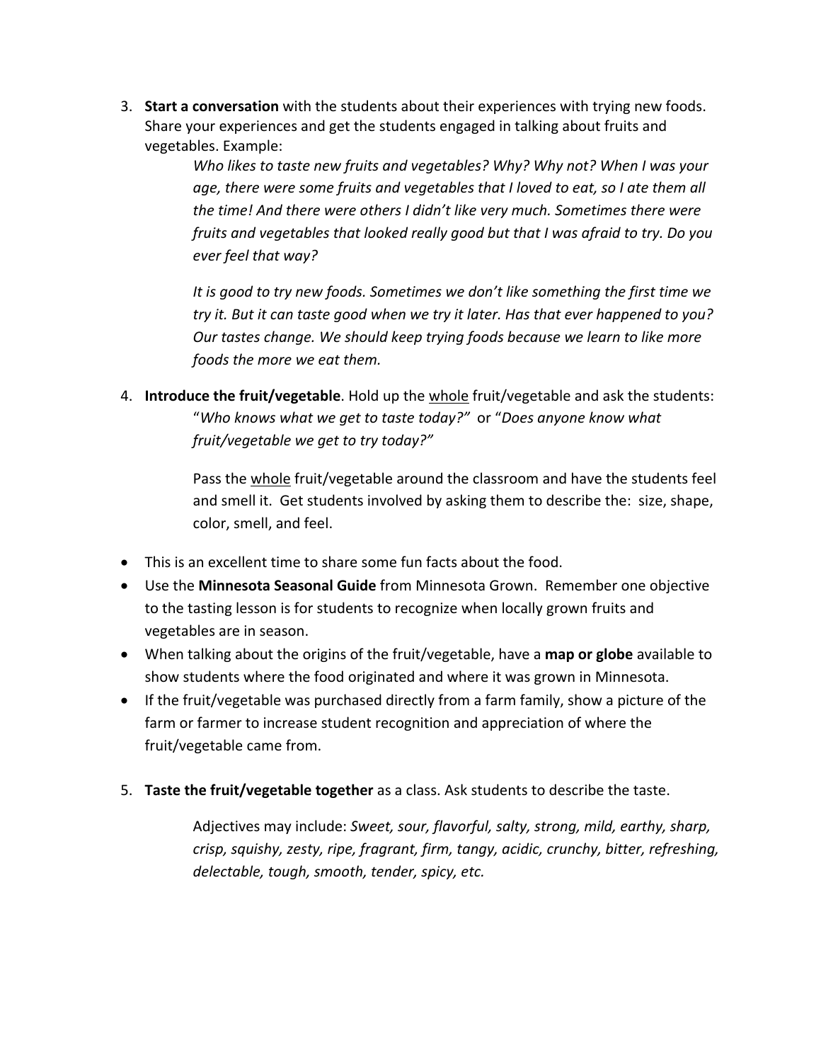3. **Start a conversation** with the students about their experiences with trying new foods. Share your experiences and get the students engaged in talking about fruits and vegetables. Example:

    *Who likes to taste new fruits and vegetables? Why? Why not? When I was your age, there were some fruits and vegetables that I loved to eat, so I ate them all the time! And there were others I didn't like very much. Sometimes there were fruits and vegetables that looked really good but that I was afraid to try. Do you ever feel that way?*

    *It is good to try new foods. Sometimes we don't like something the first time we try it. But it can taste good when we try it later. Has that ever happened to you? Our tastes change. We should keep trying foods because we learn to like more foods the more we eat them.*

4. **Introduce the fruit/vegetable**. Hold up the <u>whole</u> fruit/vegetable and ask the students: "*Who knows what we get to taste today?*" or "*Does anyone know what fruit/vegetable we get to try today?*"

    Pass the <u>whole</u> fruit/vegetable around the classroom and have the students feel and smell it. Get students involved by asking them to describe the: size, shape, color, smell, and feel.

- This is an excellent time to share some fun facts about the food.
- Use the **Minnesota Seasonal Guide** from Minnesota Grown. Remember one objective to the tasting lesson is for students to recognize when locally grown fruits and vegetables are in season.
- When talking about the origins of the fruit/vegetable, have a **map or globe** available to show students where the food originated and where it was grown in Minnesota.
- If the fruit/vegetable was purchased directly from a farm family, show a picture of the farm or farmer to increase student recognition and appreciation of where the fruit/vegetable came from.

5. **Taste the fruit/vegetable together** as a class. Ask students to describe the taste.

    Adjectives may include: *Sweet, sour, flavorful, salty, strong, mild, earthy, sharp, crisp, squishy, zesty, ripe, fragrant, firm, tangy, acidic, crunchy, bitter, refreshing, delectable, tough, smooth, tender, spicy, etc.*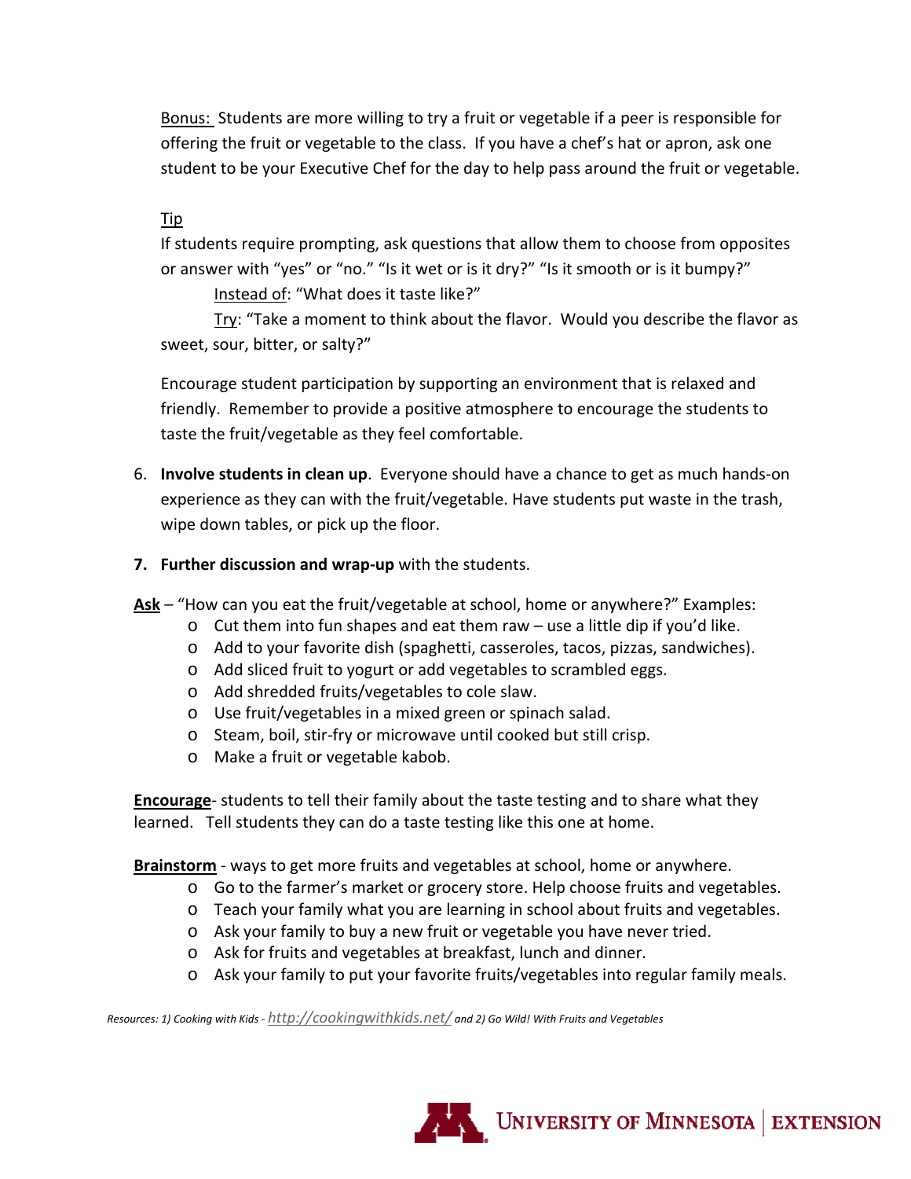Bonus: Students are more willing to try a fruit or vegetable if a peer is responsible for offering the fruit or vegetable to the class. If you have a chef's hat or apron, ask one student to be your Executive Chef for the day to help pass around the fruit or vegetable.

Tip

If students require prompting, ask questions that allow them to choose from opposites or answer with "yes" or "no." "Is it wet or is it dry?" "Is it smooth or is it bumpy?"

Instead of: "What does it taste like?"

Try: "Take a moment to think about the flavor. Would you describe the flavor as sweet, sour, bitter, or salty?"

Encourage student participation by supporting an environment that is relaxed and friendly. Remember to provide a positive atmosphere to encourage the students to taste the fruit/vegetable as they feel comfortable.

6. **Involve students in clean up**. Everyone should have a chance to get as much hands-on experience as they can with the fruit/vegetable. Have students put waste in the trash, wipe down tables, or pick up the floor.
7. **Further discussion and wrap-up** with the students.

**Ask** – "How can you eat the fruit/vegetable at school, home or anywhere?" Examples:

- Cut them into fun shapes and eat them raw – use a little dip if you'd like.
- Add to your favorite dish (spaghetti, casseroles, tacos, pizzas, sandwiches).
- Add sliced fruit to yogurt or add vegetables to scrambled eggs.
- Add shredded fruits/vegetables to cole slaw.
- Use fruit/vegetables in a mixed green or spinach salad.
- Steam, boil, stir-fry or microwave until cooked but still crisp.
- Make a fruit or vegetable kabob.

**Encourage**- students to tell their family about the taste testing and to share what they learned. Tell students they can do a taste testing like this one at home.

**Brainstorm** - ways to get more fruits and vegetables at school, home or anywhere.

- Go to the farmer's market or grocery store. Help choose fruits and vegetables.
- Teach your family what you are learning in school about fruits and vegetables.
- Ask your family to buy a new fruit or vegetable you have never tried.
- Ask for fruits and vegetables at breakfast, lunch and dinner.
- Ask your family to put your favorite fruits/vegetables into regular family meals.

*Resources: 1) Cooking with Kids - http://cookingwithkids.net/ and 2) Go Wild! With Fruits and Vegetables*

University of Minnesota | Extension